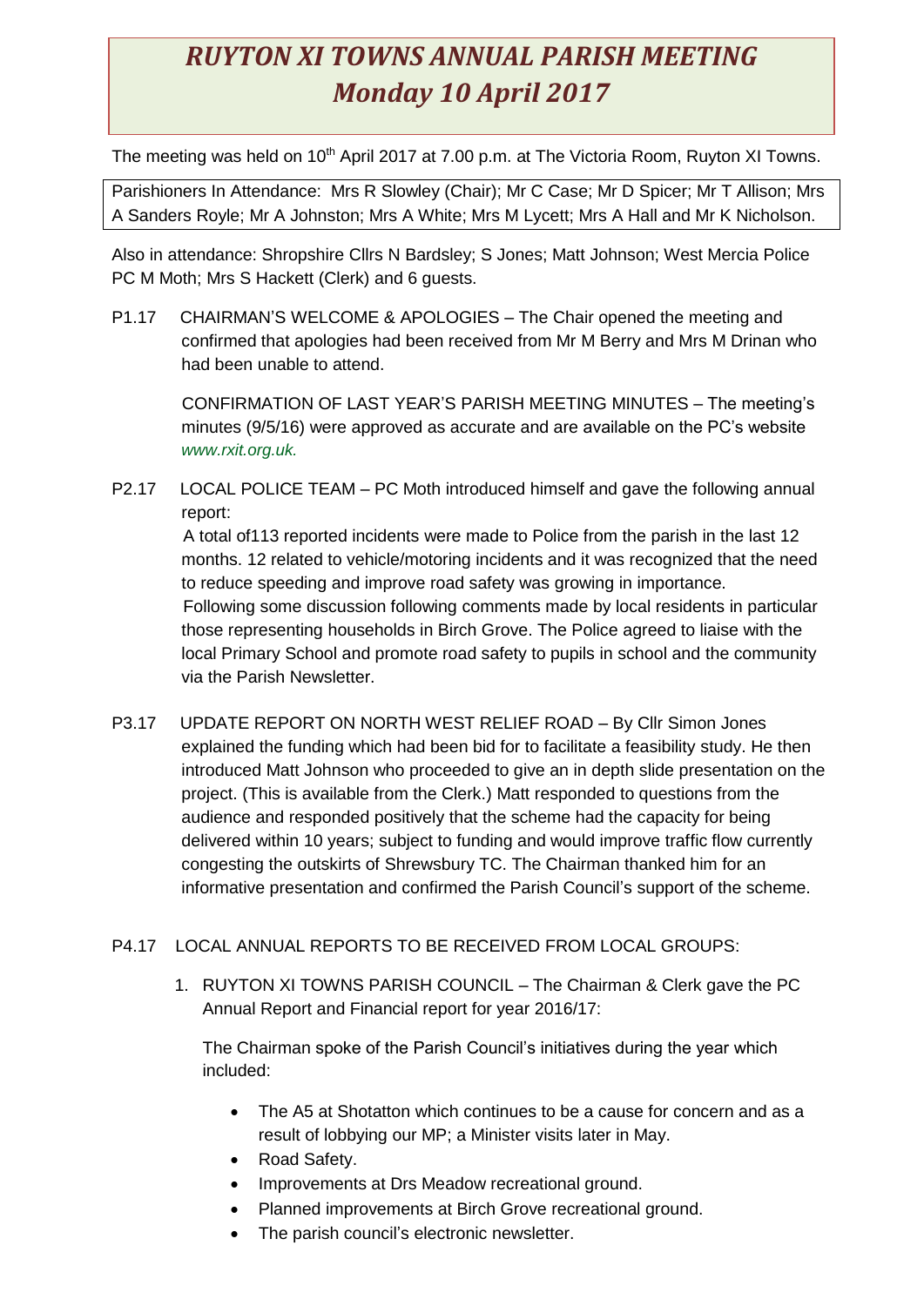# *RUYTON XI TOWNS ANNUAL PARISH MEETING*
# *Monday 10 April 2017*

The meeting was held on 10th April 2017 at 7.00 p.m. at The Victoria Room, Ruyton XI Towns.

Parishioners In Attendance: Mrs R Slowley (Chair); Mr C Case; Mr D Spicer; Mr T Allison; Mrs A Sanders Royle; Mr A Johnston; Mrs A White; Mrs M Lycett; Mrs A Hall and Mr K Nicholson.

Also in attendance: Shropshire Cllrs N Bardsley; S Jones; Matt Johnson; West Mercia Police PC M Moth; Mrs S Hackett (Clerk) and 6 guests.

P1.17 CHAIRMAN'S WELCOME & APOLOGIES – The Chair opened the meeting and confirmed that apologies had been received from Mr M Berry and Mrs M Drinan who had been unable to attend.

CONFIRMATION OF LAST YEAR'S PARISH MEETING MINUTES – The meeting's minutes (9/5/16) were approved as accurate and are available on the PC's website *www.rxit.org.uk.*

P2.17 LOCAL POLICE TEAM – PC Moth introduced himself and gave the following annual report:
A total of113 reported incidents were made to Police from the parish in the last 12 months. 12 related to vehicle/motoring incidents and it was recognized that the need to reduce speeding and improve road safety was growing in importance.
Following some discussion following comments made by local residents in particular those representing households in Birch Grove. The Police agreed to liaise with the local Primary School and promote road safety to pupils in school and the community via the Parish Newsletter.

P3.17 UPDATE REPORT ON NORTH WEST RELIEF ROAD – By Cllr Simon Jones explained the funding which had been bid for to facilitate a feasibility study. He then introduced Matt Johnson who proceeded to give an in depth slide presentation on the project. (This is available from the Clerk.) Matt responded to questions from the audience and responded positively that the scheme had the capacity for being delivered within 10 years; subject to funding and would improve traffic flow currently congesting the outskirts of Shrewsbury TC. The Chairman thanked him for an informative presentation and confirmed the Parish Council's support of the scheme.

P4.17 LOCAL ANNUAL REPORTS TO BE RECEIVED FROM LOCAL GROUPS:

1. RUYTON XI TOWNS PARISH COUNCIL – The Chairman & Clerk gave the PC Annual Report and Financial report for year 2016/17:

   The Chairman spoke of the Parish Council's initiatives during the year which included:

   - The A5 at Shotatton which continues to be a cause for concern and as a result of lobbying our MP; a Minister visits later in May.
   - Road Safety.
   - Improvements at Drs Meadow recreational ground.
   - Planned improvements at Birch Grove recreational ground.
   - The parish council's electronic newsletter.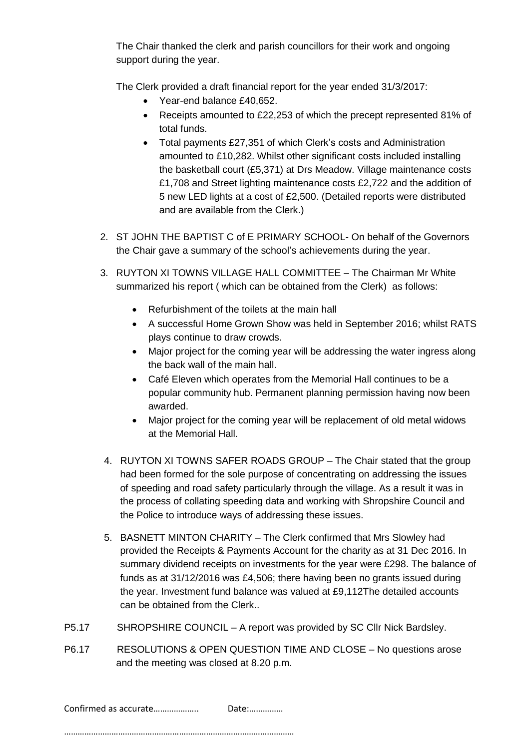The Chair thanked the clerk and parish councillors for their work and ongoing support during the year.

The Clerk provided a draft financial report for the year ended 31/3/2017:

- Year-end balance £40,652.
- Receipts amounted to £22,253 of which the precept represented 81% of total funds.
- Total payments £27,351 of which Clerk's costs and Administration amounted to £10,282. Whilst other significant costs included installing the basketball court (£5,371) at Drs Meadow. Village maintenance costs £1,708 and Street lighting maintenance costs £2,722 and the addition of 5 new LED lights at a cost of £2,500. (Detailed reports were distributed and are available from the Clerk.)

2. ST JOHN THE BAPTIST C of E PRIMARY SCHOOL- On behalf of the Governors the Chair gave a summary of the school's achievements during the year.

3. RUYTON XI TOWNS VILLAGE HALL COMMITTEE – The Chairman Mr White summarized his report ( which can be obtained from the Clerk) as follows:

   - Refurbishment of the toilets at the main hall
   - A successful Home Grown Show was held in September 2016; whilst RATS plays continue to draw crowds.
   - Major project for the coming year will be addressing the water ingress along the back wall of the main hall.
   - Café Eleven which operates from the Memorial Hall continues to be a popular community hub. Permanent planning permission having now been awarded.
   - Major project for the coming year will be replacement of old metal widows at the Memorial Hall.

4. RUYTON XI TOWNS SAFER ROADS GROUP – The Chair stated that the group had been formed for the sole purpose of concentrating on addressing the issues of speeding and road safety particularly through the village. As a result it was in the process of collating speeding data and working with Shropshire Council and the Police to introduce ways of addressing these issues.

5. BASNETT MINTON CHARITY – The Clerk confirmed that Mrs Slowley had provided the Receipts & Payments Account for the charity as at 31 Dec 2016. In summary dividend receipts on investments for the year were £298. The balance of funds as at 31/12/2016 was £4,506; there having been no grants issued during the year. Investment fund balance was valued at £9,112The detailed accounts can be obtained from the Clerk..

P5.17 SHROPSHIRE COUNCIL – A report was provided by SC Cllr Nick Bardsley.

P6.17 RESOLUTIONS & OPEN QUESTION TIME AND CLOSE – No questions arose and the meeting was closed at 8.20 p.m.

Confirmed as accurate……………….. Date:……………

…………………………………………………………………………………………